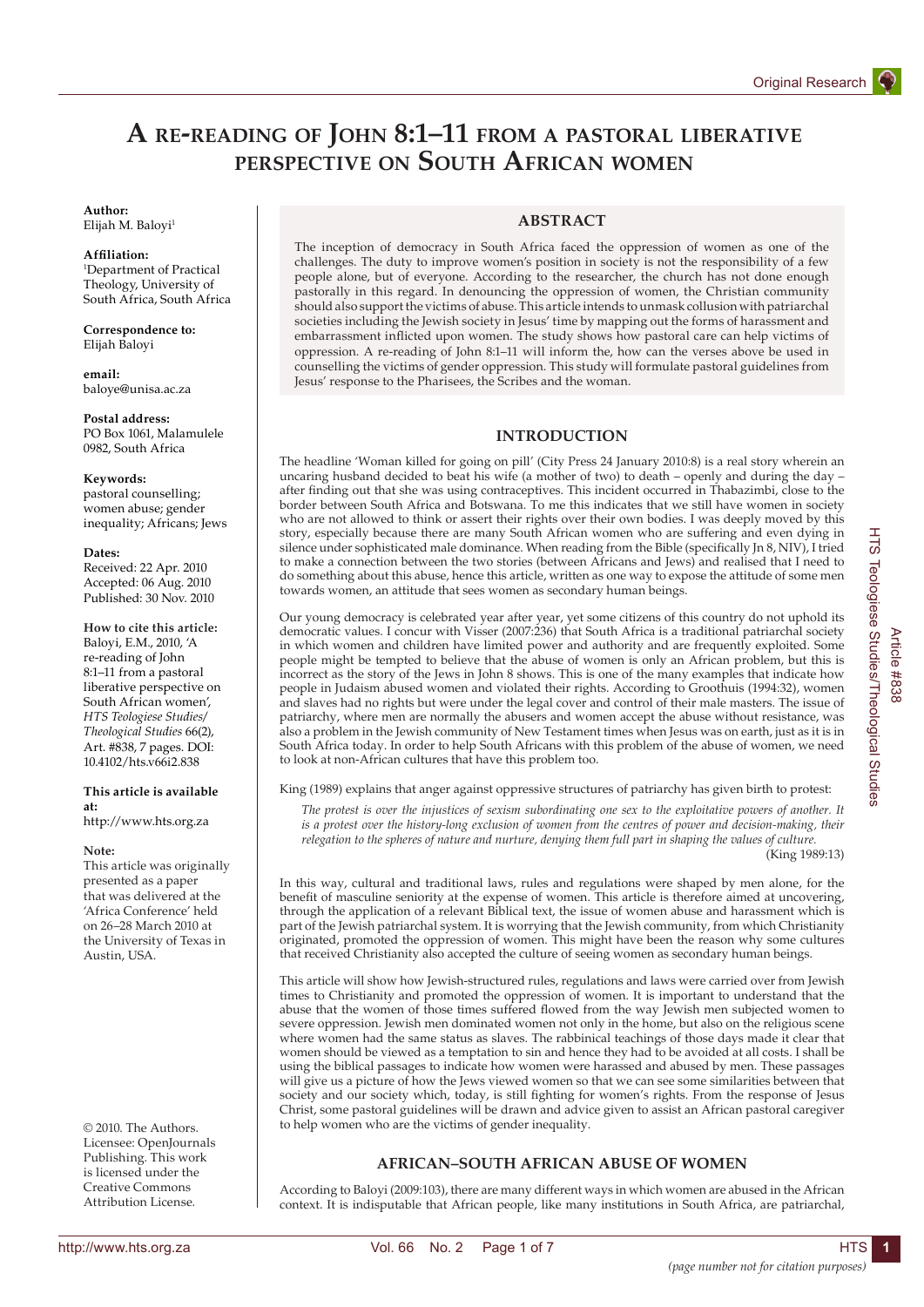# A re-reading of John 8:1–11 from a pastoral liberative perspective on South African women

**Author:**
Elijah M. Baloyi[1]

**Affiliation:**
[1]Department of Practical Theology, University of South Africa, South Africa

**Correspondence to:**
Elijah Baloyi

**email:**
baloye@unisa.ac.za

**Postal address:**
PO Box 1061, Malamulele 0982, South Africa

**Keywords:**
pastoral counselling; women abuse; gender inequality; Africans; Jews

**Dates:**
Received: 22 Apr. 2010
Accepted: 06 Aug. 2010
Published: 30 Nov. 2010

**How to cite this article:**
Baloyi, E.M., 2010, 'A re-reading of John 8:1–11 from a pastoral liberative perspective on South African women', *HTS Teologiese Studies/ Theological Studies* 66(2), Art. #838, 7 pages. DOI: 10.4102/hts.v66i2.838

**This article is available at:**
http://www.hts.org.za

**Note:**
This article was originally presented as a paper that was delivered at the 'Africa Conference' held on 26–28 March 2010 at the University of Texas in Austin, USA.

© 2010. The Authors. Licensee: OpenJournals Publishing. This work is licensed under the Creative Commons Attribution License.

## ABSTRACT

The inception of democracy in South Africa faced the oppression of women as one of the challenges. The duty to improve women's position in society is not the responsibility of a few people alone, but of everyone. According to the researcher, the church has not done enough pastorally in this regard. In denouncing the oppression of women, the Christian community should also support the victims of abuse. This article intends to unmask collusion with patriarchal societies including the Jewish society in Jesus' time by mapping out the forms of harassment and embarrassment inflicted upon women. The study shows how pastoral care can help victims of oppression. A re-reading of John 8:1–11 will inform the, how can the verses above be used in counselling the victims of gender oppression. This study will formulate pastoral guidelines from Jesus' response to the Pharisees, the Scribes and the woman.

## INTRODUCTION

The headline 'Woman killed for going on pill' (City Press 24 January 2010:8) is a real story wherein an uncaring husband decided to beat his wife (a mother of two) to death – openly and during the day – after finding out that she was using contraceptives. This incident occurred in Thabazimbi, close to the border between South Africa and Botswana. To me this indicates that we still have women in society who are not allowed to think or assert their rights over their own bodies. I was deeply moved by this story, especially because there are many South African women who are suffering and even dying in silence under sophisticated male dominance. When reading from the Bible (specifically Jn 8, NIV), I tried to make a connection between the two stories (between Africans and Jews) and realised that I need to do something about this abuse, hence this article, written as one way to expose the attitude of some men towards women, an attitude that sees women as secondary human beings.

Our young democracy is celebrated year after year, yet some citizens of this country do not uphold its democratic values. I concur with Visser (2007:236) that South Africa is a traditional patriarchal society in which women and children have limited power and authority and are frequently exploited. Some people might be tempted to believe that the abuse of women is only an African problem, but this is incorrect as the story of the Jews in John 8 shows. This is one of the many examples that indicate how people in Judaism abused women and violated their rights. According to Groothuis (1994:32), women and slaves had no rights but were under the legal cover and control of their male masters. The issue of patriarchy, where men are normally the abusers and women accept the abuse without resistance, was also a problem in the Jewish community of New Testament times when Jesus was on earth, just as it is in South Africa today. In order to help South Africans with this problem of the abuse of women, we need to look at non-African cultures that have this problem too.

King (1989) explains that anger against oppressive structures of patriarchy has given birth to protest:

> *The protest is over the injustices of sexism subordinating one sex to the exploitative powers of another. It is a protest over the history-long exclusion of women from the centres of power and decision-making, their relegation to the spheres of nature and nurture, denying them full part in shaping the values of culture.*
> (King 1989:13)

In this way, cultural and traditional laws, rules and regulations were shaped by men alone, for the benefit of masculine seniority at the expense of women. This article is therefore aimed at uncovering, through the application of a relevant Biblical text, the issue of women abuse and harassment which is part of the Jewish patriarchal system. It is worrying that the Jewish community, from which Christianity originated, promoted the oppression of women. This might have been the reason why some cultures that received Christianity also accepted the culture of seeing women as secondary human beings.

This article will show how Jewish-structured rules, regulations and laws were carried over from Jewish times to Christianity and promoted the oppression of women. It is important to understand that the abuse that the women of those times suffered flowed from the way Jewish men subjected women to severe oppression. Jewish men dominated women not only in the home, but also on the religious scene where women had the same status as slaves. The rabbinical teachings of those days made it clear that women should be viewed as a temptation to sin and hence they had to be avoided at all costs. I shall be using the biblical passages to indicate how women were harassed and abused by men. These passages will give us a picture of how the Jews viewed women so that we can see some similarities between that society and our society which, today, is still fighting for women's rights. From the response of Jesus Christ, some pastoral guidelines will be drawn and advice given to assist an African pastoral caregiver to help women who are the victims of gender inequality.

## AFRICAN–SOUTH AFRICAN ABUSE OF WOMEN

According to Baloyi (2009:103), there are many different ways in which women are abused in the African context. It is indisputable that African people, like many institutions in South Africa, are patriarchal,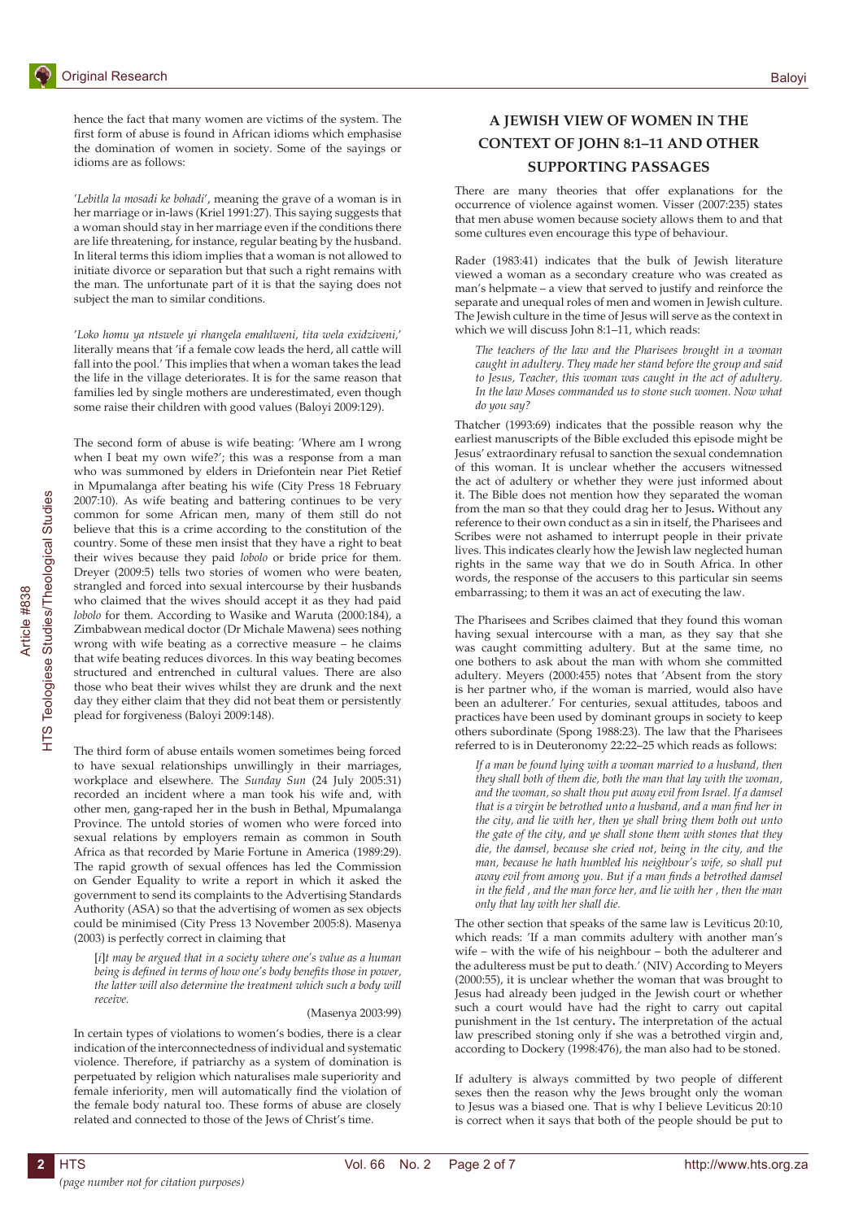hence the fact that many women are victims of the system. The first form of abuse is found in African idioms which emphasise the domination of women in society. Some of the sayings or idioms are as follows:

'*Lebitla la mosadi ke bohadi*', meaning the grave of a woman is in her marriage or in-laws (Kriel 1991:27). This saying suggests that a woman should stay in her marriage even if the conditions there are life threatening, for instance, regular beating by the husband. In literal terms this idiom implies that a woman is not allowed to initiate divorce or separation but that such a right remains with the man. The unfortunate part of it is that the saying does not subject the man to similar conditions.

'*Loko homu ya ntswele yi rhangela emahlweni, tita wela exidziveni,*' literally means that 'if a female cow leads the herd, all cattle will fall into the pool.' This implies that when a woman takes the lead the life in the village deteriorates. It is for the same reason that families led by single mothers are underestimated, even though some raise their children with good values (Baloyi 2009:129).

The second form of abuse is wife beating: 'Where am I wrong when I beat my own wife?'; this was a response from a man who was summoned by elders in Driefontein near Piet Retief in Mpumalanga after beating his wife (City Press 18 February 2007:10). As wife beating and battering continues to be very common for some African men, many of them still do not believe that this is a crime according to the constitution of the country. Some of these men insist that they have a right to beat their wives because they paid *lobolo* or bride price for them. Dreyer (2009:5) tells two stories of women who were beaten, strangled and forced into sexual intercourse by their husbands who claimed that the wives should accept it as they had paid *lobolo* for them. According to Wasike and Waruta (2000:184), a Zimbabwean medical doctor (Dr Michale Mawena) sees nothing wrong with wife beating as a corrective measure – he claims that wife beating reduces divorces. In this way beating becomes structured and entrenched in cultural values. There are also those who beat their wives whilst they are drunk and the next day they either claim that they did not beat them or persistently plead for forgiveness (Baloyi 2009:148).

The third form of abuse entails women sometimes being forced to have sexual relationships unwillingly in their marriages, workplace and elsewhere. The *Sunday Sun* (24 July 2005:31) recorded an incident where a man took his wife and, with other men, gang-raped her in the bush in Bethal, Mpumalanga Province. The untold stories of women who were forced into sexual relations by employers remain as common in South Africa as that recorded by Marie Fortune in America (1989:29). The rapid growth of sexual offences has led the Commission on Gender Equality to write a report in which it asked the government to send its complaints to the Advertising Standards Authority (ASA) so that the advertising of women as sex objects could be minimised (City Press 13 November 2005:8). Masenya (2003) is perfectly correct in claiming that

> [*i*]*t may be argued that in a society where one's value as a human being is defined in terms of how one's body benefits those in power, the latter will also determine the treatment which such a body will receive.*
>
> (Masenya 2003:99)

In certain types of violations to women's bodies, there is a clear indication of the interconnectedness of individual and systematic violence. Therefore, if patriarchy as a system of domination is perpetuated by religion which naturalises male superiority and female inferiority, men will automatically find the violation of the female body natural too. These forms of abuse are closely related and connected to those of the Jews of Christ's time.

## A JEWISH VIEW OF WOMEN IN THE CONTEXT OF JOHN 8:1–11 AND OTHER SUPPORTING PASSAGES

There are many theories that offer explanations for the occurrence of violence against women. Visser (2007:235) states that men abuse women because society allows them to and that some cultures even encourage this type of behaviour.

Rader (1983:41) indicates that the bulk of Jewish literature viewed a woman as a secondary creature who was created as man's helpmate – a view that served to justify and reinforce the separate and unequal roles of men and women in Jewish culture. The Jewish culture in the time of Jesus will serve as the context in which we will discuss John 8:1–11, which reads:

> *The teachers of the law and the Pharisees brought in a woman caught in adultery. They made her stand before the group and said to Jesus, Teacher, this woman was caught in the act of adultery. In the law Moses commanded us to stone such women. Now what do you say?*

Thatcher (1993:69) indicates that the possible reason why the earliest manuscripts of the Bible excluded this episode might be Jesus' extraordinary refusal to sanction the sexual condemnation of this woman. It is unclear whether the accusers witnessed the act of adultery or whether they were just informed about it. The Bible does not mention how they separated the woman from the man so that they could drag her to Jesus. Without any reference to their own conduct as a sin in itself, the Pharisees and Scribes were not ashamed to interrupt people in their private lives. This indicates clearly how the Jewish law neglected human rights in the same way that we do in South Africa. In other words, the response of the accusers to this particular sin seems embarrassing; to them it was an act of executing the law.

The Pharisees and Scribes claimed that they found this woman having sexual intercourse with a man, as they say that she was caught committing adultery. But at the same time, no one bothers to ask about the man with whom she committed adultery. Meyers (2000:455) notes that 'Absent from the story is her partner who, if the woman is married, would also have been an adulterer.' For centuries, sexual attitudes, taboos and practices have been used by dominant groups in society to keep others subordinate (Spong 1988:23). The law that the Pharisees referred to is in Deuteronomy 22:22–25 which reads as follows:

> *If a man be found lying with a woman married to a husband, then they shall both of them die, both the man that lay with the woman, and the woman, so shalt thou put away evil from Israel. If a damsel that is a virgin be betrothed unto a husband, and a man find her in the city, and lie with her, then ye shall bring them both out unto the gate of the city, and ye shall stone them with stones that they die, the damsel, because she cried not, being in the city, and the man, because he hath humbled his neighbour's wife, so shall put away evil from among you. But if a man finds a betrothed damsel in the field , and the man force her, and lie with her , then the man only that lay with her shall die.*

The other section that speaks of the same law is Leviticus 20:10, which reads: 'If a man commits adultery with another man's wife – with the wife of his neighbour – both the adulterer and the adulteress must be put to death.' (NIV) According to Meyers (2000:55), it is unclear whether the woman that was brought to Jesus had already been judged in the Jewish court or whether such a court would have had the right to carry out capital punishment in the 1st century. The interpretation of the actual law prescribed stoning only if she was a betrothed virgin and, according to Dockery (1998:476), the man also had to be stoned.

If adultery is always committed by two people of different sexes then the reason why the Jews brought only the woman to Jesus was a biased one. That is why I believe Leviticus 20:10 is correct when it says that both of the people should be put to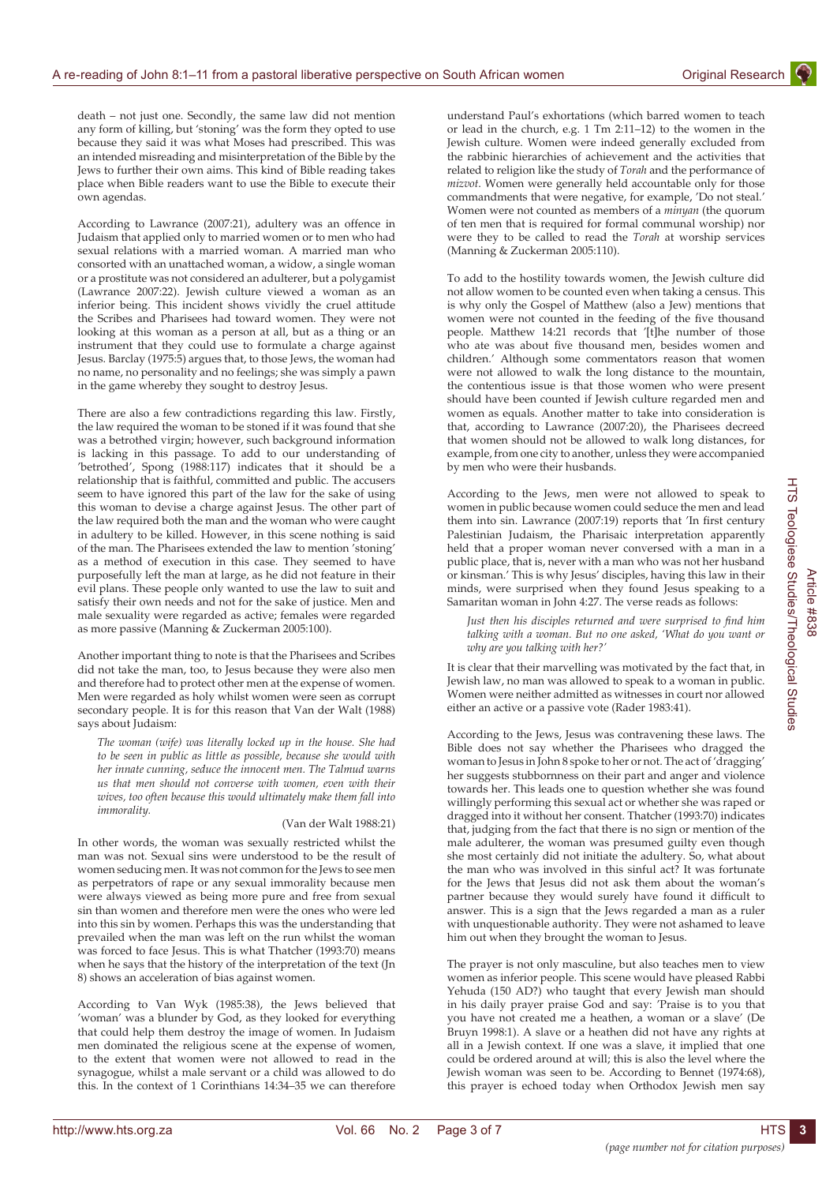death – not just one. Secondly, the same law did not mention any form of killing, but 'stoning' was the form they opted to use because they said it was what Moses had prescribed. This was an intended misreading and misinterpretation of the Bible by the Jews to further their own aims. This kind of Bible reading takes place when Bible readers want to use the Bible to execute their own agendas.

According to Lawrance (2007:21), adultery was an offence in Judaism that applied only to married women or to men who had sexual relations with a married woman. A married man who consorted with an unattached woman, a widow, a single woman or a prostitute was not considered an adulterer, but a polygamist (Lawrance 2007:22). Jewish culture viewed a woman as an inferior being. This incident shows vividly the cruel attitude the Scribes and Pharisees had toward women. They were not looking at this woman as a person at all, but as a thing or an instrument that they could use to formulate a charge against Jesus. Barclay (1975:5) argues that, to those Jews, the woman had no name, no personality and no feelings; she was simply a pawn in the game whereby they sought to destroy Jesus.

There are also a few contradictions regarding this law. Firstly, the law required the woman to be stoned if it was found that she was a betrothed virgin; however, such background information is lacking in this passage. To add to our understanding of 'betrothed', Spong (1988:117) indicates that it should be a relationship that is faithful, committed and public. The accusers seem to have ignored this part of the law for the sake of using this woman to devise a charge against Jesus. The other part of the law required both the man and the woman who were caught in adultery to be killed. However, in this scene nothing is said of the man. The Pharisees extended the law to mention 'stoning' as a method of execution in this case. They seemed to have purposefully left the man at large, as he did not feature in their evil plans. These people only wanted to use the law to suit and satisfy their own needs and not for the sake of justice. Men and male sexuality were regarded as active; females were regarded as more passive (Manning & Zuckerman 2005:100).

Another important thing to note is that the Pharisees and Scribes did not take the man, too, to Jesus because they were also men and therefore had to protect other men at the expense of women. Men were regarded as holy whilst women were seen as corrupt secondary people. It is for this reason that Van der Walt (1988) says about Judaism:

> *The woman (wife) was literally locked up in the house. She had to be seen in public as little as possible, because she would with her innate cunning, seduce the innocent men. The Talmud warns us that men should not converse with women, even with their wives, too often because this would ultimately make them fall into immorality.*
>
> (Van der Walt 1988:21)

In other words, the woman was sexually restricted whilst the man was not. Sexual sins were understood to be the result of women seducing men. It was not common for the Jews to see men as perpetrators of rape or any sexual immorality because men were always viewed as being more pure and free from sexual sin than women and therefore men were the ones who were led into this sin by women. Perhaps this was the understanding that prevailed when the man was left on the run whilst the woman was forced to face Jesus. This is what Thatcher (1993:70) means when he says that the history of the interpretation of the text (Jn 8) shows an acceleration of bias against women.

According to Van Wyk (1985:38), the Jews believed that 'woman' was a blunder by God, as they looked for everything that could help them destroy the image of women. In Judaism men dominated the religious scene at the expense of women, to the extent that women were not allowed to read in the synagogue, whilst a male servant or a child was allowed to do this. In the context of 1 Corinthians 14:34–35 we can therefore understand Paul's exhortations (which barred women to teach or lead in the church, e.g. 1 Tm 2:11–12) to the women in the Jewish culture. Women were indeed generally excluded from the rabbinic hierarchies of achievement and the activities that related to religion like the study of *Torah* and the performance of *mizvot*. Women were generally held accountable only for those commandments that were negative, for example, 'Do not steal.' Women were not counted as members of a *minyan* (the quorum of ten men that is required for formal communal worship) nor were they to be called to read the *Torah* at worship services (Manning & Zuckerman 2005:110).

To add to the hostility towards women, the Jewish culture did not allow women to be counted even when taking a census. This is why only the Gospel of Matthew (also a Jew) mentions that women were not counted in the feeding of the five thousand people. Matthew 14:21 records that '[t]he number of those who ate was about five thousand men, besides women and children.' Although some commentators reason that women were not allowed to walk the long distance to the mountain, the contentious issue is that those women who were present should have been counted if Jewish culture regarded men and women as equals. Another matter to take into consideration is that, according to Lawrance (2007:20), the Pharisees decreed that women should not be allowed to walk long distances, for example, from one city to another, unless they were accompanied by men who were their husbands.

According to the Jews, men were not allowed to speak to women in public because women could seduce the men and lead them into sin. Lawrance (2007:19) reports that 'In first century Palestinian Judaism, the Pharisaic interpretation apparently held that a proper woman never conversed with a man in a public place, that is, never with a man who was not her husband or kinsman.' This is why Jesus' disciples, having this law in their minds, were surprised when they found Jesus speaking to a Samaritan woman in John 4:27. The verse reads as follows:

> *Just then his disciples returned and were surprised to find him talking with a woman. But no one asked, 'What do you want or why are you talking with her?'*

It is clear that their marvelling was motivated by the fact that, in Jewish law, no man was allowed to speak to a woman in public. Women were neither admitted as witnesses in court nor allowed either an active or a passive vote (Rader 1983:41).

According to the Jews, Jesus was contravening these laws. The Bible does not say whether the Pharisees who dragged the woman to Jesus in John 8 spoke to her or not. The act of 'dragging' her suggests stubbornness on their part and anger and violence towards her. This leads one to question whether she was found willingly performing this sexual act or whether she was raped or dragged into it without her consent. Thatcher (1993:70) indicates that, judging from the fact that there is no sign or mention of the male adulterer, the woman was presumed guilty even though she most certainly did not initiate the adultery. So, what about the man who was involved in this sinful act? It was fortunate for the Jews that Jesus did not ask them about the woman's partner because they would surely have found it difficult to answer. This is a sign that the Jews regarded a man as a ruler with unquestionable authority. They were not ashamed to leave him out when they brought the woman to Jesus.

The prayer is not only masculine, but also teaches men to view women as inferior people. This scene would have pleased Rabbi Yehuda (150 AD?) who taught that every Jewish man should in his daily prayer praise God and say: 'Praise is to you that you have not created me a heathen, a woman or a slave' (De Bruyn 1998:1). A slave or a heathen did not have any rights at all in a Jewish context. If one was a slave, it implied that one could be ordered around at will; this is also the level where the Jewish woman was seen to be. According to Bennet (1974:68), this prayer is echoed today when Orthodox Jewish men say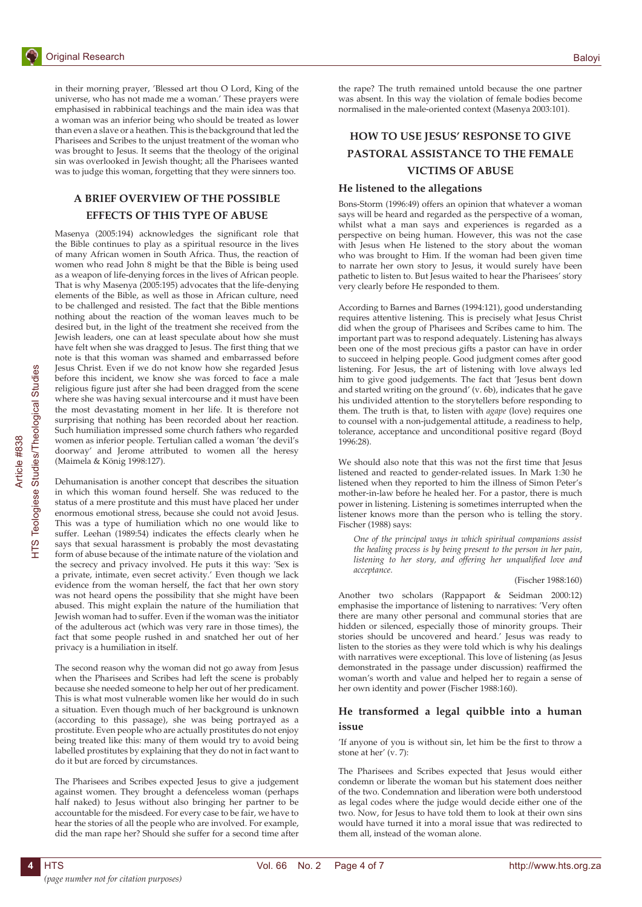in their morning prayer, 'Blessed art thou O Lord, King of the universe, who has not made me a woman.' These prayers were emphasised in rabbinical teachings and the main idea was that a woman was an inferior being who should be treated as lower than even a slave or a heathen. This is the background that led the Pharisees and Scribes to the unjust treatment of the woman who was brought to Jesus. It seems that the theology of the original sin was overlooked in Jewish thought; all the Pharisees wanted was to judge this woman, forgetting that they were sinners too.

## A BRIEF OVERVIEW OF THE POSSIBLE EFFECTS OF THIS TYPE OF ABUSE

Masenya (2005:194) acknowledges the significant role that the Bible continues to play as a spiritual resource in the lives of many African women in South Africa. Thus, the reaction of women who read John 8 might be that the Bible is being used as a weapon of life-denying forces in the lives of African people. That is why Masenya (2005:195) advocates that the life-denying elements of the Bible, as well as those in African culture, need to be challenged and resisted. The fact that the Bible mentions nothing about the reaction of the woman leaves much to be desired but, in the light of the treatment she received from the Jewish leaders, one can at least speculate about how she must have felt when she was dragged to Jesus. The first thing that we note is that this woman was shamed and embarrassed before Jesus Christ. Even if we do not know how she regarded Jesus before this incident, we know she was forced to face a male religious figure just after she had been dragged from the scene where she was having sexual intercourse and it must have been the most devastating moment in her life. It is therefore not surprising that nothing has been recorded about her reaction. Such humiliation impressed some church fathers who regarded women as inferior people. Tertulian called a woman 'the devil's doorway' and Jerome attributed to women all the heresy (Maimela & König 1998:127).

Dehumanisation is another concept that describes the situation in which this woman found herself. She was reduced to the status of a mere prostitute and this must have placed her under enormous emotional stress, because she could not avoid Jesus. This was a type of humiliation which no one would like to suffer. Leehan (1989:54) indicates the effects clearly when he says that sexual harassment is probably the most devastating form of abuse because of the intimate nature of the violation and the secrecy and privacy involved. He puts it this way: 'Sex is a private, intimate, even secret activity.' Even though we lack evidence from the woman herself, the fact that her own story was not heard opens the possibility that she might have been abused. This might explain the nature of the humiliation that Jewish woman had to suffer. Even if the woman was the initiator of the adulterous act (which was very rare in those times), the fact that some people rushed in and snatched her out of her privacy is a humiliation in itself.

The second reason why the woman did not go away from Jesus when the Pharisees and Scribes had left the scene is probably because she needed someone to help her out of her predicament. This is what most vulnerable women like her would do in such a situation. Even though much of her background is unknown (according to this passage), she was being portrayed as a prostitute. Even people who are actually prostitutes do not enjoy being treated like this: many of them would try to avoid being labelled prostitutes by explaining that they do not in fact want to do it but are forced by circumstances.

The Pharisees and Scribes expected Jesus to give a judgement against women. They brought a defenceless woman (perhaps half naked) to Jesus without also bringing her partner to be accountable for the misdeed. For every case to be fair, we have to hear the stories of all the people who are involved. For example, did the man rape her? Should she suffer for a second time after the rape? The truth remained untold because the one partner was absent. In this way the violation of female bodies become normalised in the male-oriented context (Masenya 2003:101).

## HOW TO USE JESUS' RESPONSE TO GIVE PASTORAL ASSISTANCE TO THE FEMALE VICTIMS OF ABUSE

### He listened to the allegations

Bons-Storm (1996:49) offers an opinion that whatever a woman says will be heard and regarded as the perspective of a woman, whilst what a man says and experiences is regarded as a perspective on being human. However, this was not the case with Jesus when He listened to the story about the woman who was brought to Him. If the woman had been given time to narrate her own story to Jesus, it would surely have been pathetic to listen to. But Jesus waited to hear the Pharisees' story very clearly before He responded to them.

According to Barnes and Barnes (1994:121), good understanding requires attentive listening. This is precisely what Jesus Christ did when the group of Pharisees and Scribes came to him. The important part was to respond adequately. Listening has always been one of the most precious gifts a pastor can have in order to succeed in helping people. Good judgment comes after good listening. For Jesus, the art of listening with love always led him to give good judgements. The fact that 'Jesus bent down and started writing on the ground' (v. 6b), indicates that he gave his undivided attention to the storytellers before responding to them. The truth is that, to listen with *agape* (love) requires one to counsel with a non-judgemental attitude, a readiness to help, tolerance, acceptance and unconditional positive regard (Boyd 1996:28).

We should also note that this was not the first time that Jesus listened and reacted to gender-related issues. In Mark 1:30 he listened when they reported to him the illness of Simon Peter's mother-in-law before he healed her. For a pastor, there is much power in listening. Listening is sometimes interrupted when the listener knows more than the person who is telling the story. Fischer (1988) says:

> *One of the principal ways in which spiritual companions assist the healing process is by being present to the person in her pain, listening to her story, and offering her unqualified love and acceptance.*
>
> (Fischer 1988:160)

Another two scholars (Rappaport & Seidman 2000:12) emphasise the importance of listening to narratives: 'Very often there are many other personal and communal stories that are hidden or silenced, especially those of minority groups. Their stories should be uncovered and heard.' Jesus was ready to listen to the stories as they were told which is why his dealings with narratives were exceptional. This love of listening (as Jesus demonstrated in the passage under discussion) reaffirmed the woman's worth and value and helped her to regain a sense of her own identity and power (Fischer 1988:160).

### He transformed a legal quibble into a human issue

'If anyone of you is without sin, let him be the first to throw a stone at her' (v. 7):

The Pharisees and Scribes expected that Jesus would either condemn or liberate the woman but his statement does neither of the two. Condemnation and liberation were both understood as legal codes where the judge would decide either one of the two. Now, for Jesus to have told them to look at their own sins would have turned it into a moral issue that was redirected to them all, instead of the woman alone.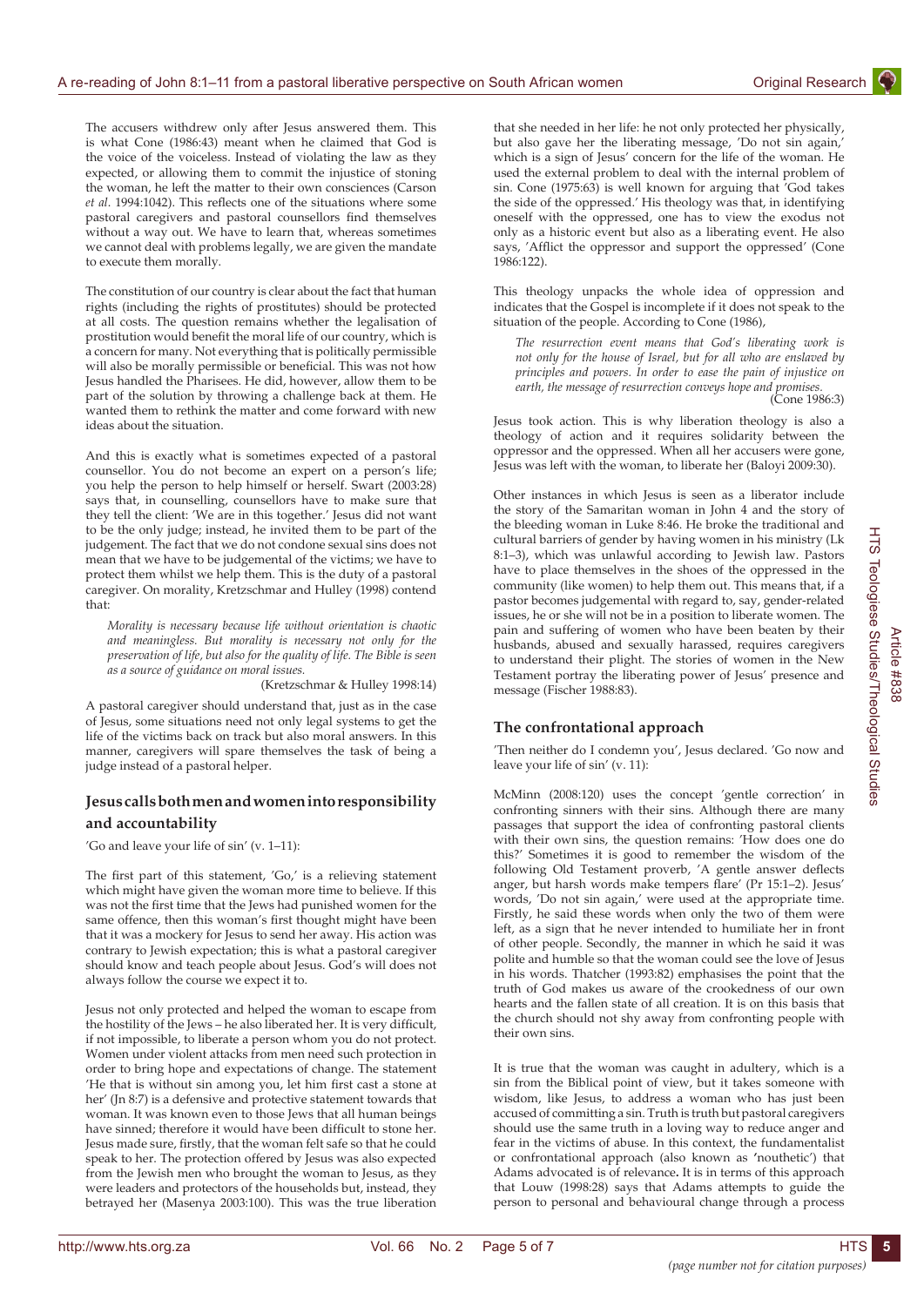The accusers withdrew only after Jesus answered them. This is what Cone (1986:43) meant when he claimed that God is the voice of the voiceless. Instead of violating the law as they expected, or allowing them to commit the injustice of stoning the woman, he left the matter to their own consciences (Carson *et al*. 1994:1042). This reflects one of the situations where some pastoral caregivers and pastoral counsellors find themselves without a way out. We have to learn that, whereas sometimes we cannot deal with problems legally, we are given the mandate to execute them morally.

The constitution of our country is clear about the fact that human rights (including the rights of prostitutes) should be protected at all costs. The question remains whether the legalisation of prostitution would benefit the moral life of our country, which is a concern for many. Not everything that is politically permissible will also be morally permissible or beneficial. This was not how Jesus handled the Pharisees. He did, however, allow them to be part of the solution by throwing a challenge back at them. He wanted them to rethink the matter and come forward with new ideas about the situation.

And this is exactly what is sometimes expected of a pastoral counsellor. You do not become an expert on a person's life; you help the person to help himself or herself. Swart (2003:28) says that, in counselling, counsellors have to make sure that they tell the client: 'We are in this together.' Jesus did not want to be the only judge; instead, he invited them to be part of the judgement. The fact that we do not condone sexual sins does not mean that we have to be judgemental of the victims; we have to protect them whilst we help them. This is the duty of a pastoral caregiver. On morality, Kretzschmar and Hulley (1998) contend that:

> *Morality is necessary because life without orientation is chaotic and meaningless. But morality is necessary not only for the preservation of life, but also for the quality of life. The Bible is seen as a source of guidance on moral issues.*
> (Kretzschmar & Hulley 1998:14)

A pastoral caregiver should understand that, just as in the case of Jesus, some situations need not only legal systems to get the life of the victims back on track but also moral answers. In this manner, caregivers will spare themselves the task of being a judge instead of a pastoral helper.

## Jesus calls both men and women into responsibility and accountability

'Go and leave your life of sin' (v. 1–11):

The first part of this statement, 'Go,' is a relieving statement which might have given the woman more time to believe. If this was not the first time that the Jews had punished women for the same offence, then this woman's first thought might have been that it was a mockery for Jesus to send her away. His action was contrary to Jewish expectation; this is what a pastoral caregiver should know and teach people about Jesus. God's will does not always follow the course we expect it to.

Jesus not only protected and helped the woman to escape from the hostility of the Jews – he also liberated her. It is very difficult, if not impossible, to liberate a person whom you do not protect. Women under violent attacks from men need such protection in order to bring hope and expectations of change. The statement 'He that is without sin among you, let him first cast a stone at her' (Jn 8:7) is a defensive and protective statement towards that woman. It was known even to those Jews that all human beings have sinned; therefore it would have been difficult to stone her. Jesus made sure, firstly, that the woman felt safe so that he could speak to her. The protection offered by Jesus was also expected from the Jewish men who brought the woman to Jesus, as they were leaders and protectors of the households but, instead, they betrayed her (Masenya 2003:100). This was the true liberation that she needed in her life: he not only protected her physically, but also gave her the liberating message, 'Do not sin again,' which is a sign of Jesus' concern for the life of the woman. He used the external problem to deal with the internal problem of sin. Cone (1975:63) is well known for arguing that 'God takes the side of the oppressed.' His theology was that, in identifying oneself with the oppressed, one has to view the exodus not only as a historic event but also as a liberating event. He also says, 'Afflict the oppressor and support the oppressed' (Cone 1986:122).

This theology unpacks the whole idea of oppression and indicates that the Gospel is incomplete if it does not speak to the situation of the people. According to Cone (1986),

> *The resurrection event means that God's liberating work is not only for the house of Israel, but for all who are enslaved by principles and powers. In order to ease the pain of injustice on earth, the message of resurrection conveys hope and promises.*
> (Cone 1986:3)

Jesus took action. This is why liberation theology is also a theology of action and it requires solidarity between the oppressor and the oppressed. When all her accusers were gone, Jesus was left with the woman, to liberate her (Baloyi 2009:30).

Other instances in which Jesus is seen as a liberator include the story of the Samaritan woman in John 4 and the story of the bleeding woman in Luke 8:46. He broke the traditional and cultural barriers of gender by having women in his ministry (Lk 8:1–3), which was unlawful according to Jewish law. Pastors have to place themselves in the shoes of the oppressed in the community (like women) to help them out. This means that, if a pastor becomes judgemental with regard to, say, gender-related issues, he or she will not be in a position to liberate women. The pain and suffering of women who have been beaten by their husbands, abused and sexually harassed, requires caregivers to understand their plight. The stories of women in the New Testament portray the liberating power of Jesus' presence and message (Fischer 1988:83).

## The confrontational approach

'Then neither do I condemn you', Jesus declared. 'Go now and leave your life of sin' (v. 11):

McMinn (2008:120) uses the concept 'gentle correction' in confronting sinners with their sins. Although there are many passages that support the idea of confronting pastoral clients with their own sins, the question remains: 'How does one do this?' Sometimes it is good to remember the wisdom of the following Old Testament proverb, 'A gentle answer deflects anger, but harsh words make tempers flare' (Pr 15:1–2). Jesus' words, 'Do not sin again,' were used at the appropriate time. Firstly, he said these words when only the two of them were left, as a sign that he never intended to humiliate her in front of other people. Secondly, the manner in which he said it was polite and humble so that the woman could see the love of Jesus in his words. Thatcher (1993:82) emphasises the point that the truth of God makes us aware of the crookedness of our own hearts and the fallen state of all creation. It is on this basis that the church should not shy away from confronting people with their own sins.

It is true that the woman was caught in adultery, which is a sin from the Biblical point of view, but it takes someone with wisdom, like Jesus, to address a woman who has just been accused of committing a sin. Truth is truth but pastoral caregivers should use the same truth in a loving way to reduce anger and fear in the victims of abuse. In this context, the fundamentalist or confrontational approach (also known as 'nouthetic') that Adams advocated is of relevance**.** It is in terms of this approach that Louw (1998:28) says that Adams attempts to guide the person to personal and behavioural change through a process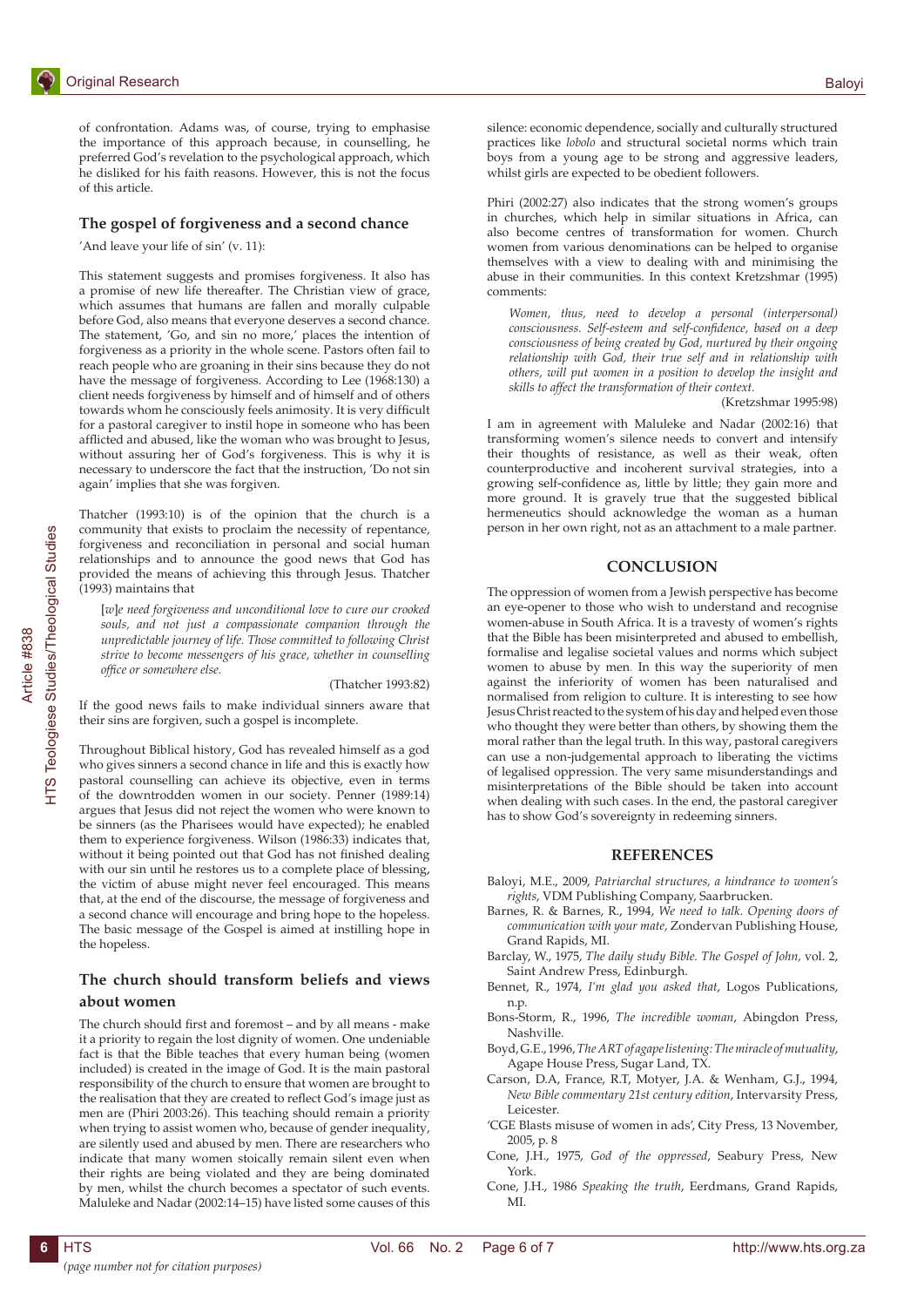of confrontation. Adams was, of course, trying to emphasise the importance of this approach because, in counselling, he preferred God's revelation to the psychological approach, which he disliked for his faith reasons. However, this is not the focus of this article.

## The gospel of forgiveness and a second chance

'And leave your life of sin' (v. 11):

This statement suggests and promises forgiveness. It also has a promise of new life thereafter. The Christian view of grace, which assumes that humans are fallen and morally culpable before God, also means that everyone deserves a second chance. The statement, 'Go, and sin no more,' places the intention of forgiveness as a priority in the whole scene. Pastors often fail to reach people who are groaning in their sins because they do not have the message of forgiveness. According to Lee (1968:130) a client needs forgiveness by himself and of himself and of others towards whom he consciously feels animosity. It is very difficult for a pastoral caregiver to instil hope in someone who has been afflicted and abused, like the woman who was brought to Jesus, without assuring her of God's forgiveness. This is why it is necessary to underscore the fact that the instruction, 'Do not sin again' implies that she was forgiven.

Thatcher (1993:10) is of the opinion that the church is a community that exists to proclaim the necessity of repentance, forgiveness and reconciliation in personal and social human relationships and to announce the good news that God has provided the means of achieving this through Jesus. Thatcher (1993) maintains that

> [*w*]*e need forgiveness and unconditional love to cure our crooked souls, and not just a compassionate companion through the unpredictable journey of life. Those committed to following Christ strive to become messengers of his grace, whether in counselling office or somewhere else.*
>
> (Thatcher 1993:82)

If the good news fails to make individual sinners aware that their sins are forgiven, such a gospel is incomplete.

Throughout Biblical history, God has revealed himself as a god who gives sinners a second chance in life and this is exactly how pastoral counselling can achieve its objective, even in terms of the downtrodden women in our society. Penner (1989:14) argues that Jesus did not reject the women who were known to be sinners (as the Pharisees would have expected); he enabled them to experience forgiveness. Wilson (1986:33) indicates that, without it being pointed out that God has not finished dealing with our sin until he restores us to a complete place of blessing, the victim of abuse might never feel encouraged. This means that, at the end of the discourse, the message of forgiveness and a second chance will encourage and bring hope to the hopeless. The basic message of the Gospel is aimed at instilling hope in the hopeless.

## The church should transform beliefs and views about women

The church should first and foremost – and by all means - make it a priority to regain the lost dignity of women. One undeniable fact is that the Bible teaches that every human being (women included) is created in the image of God. It is the main pastoral responsibility of the church to ensure that women are brought to the realisation that they are created to reflect God's image just as men are (Phiri 2003:26). This teaching should remain a priority when trying to assist women who, because of gender inequality, are silently used and abused by men. There are researchers who indicate that many women stoically remain silent even when their rights are being violated and they are being dominated by men, whilst the church becomes a spectator of such events. Maluleke and Nadar (2002:14–15) have listed some causes of this silence: economic dependence, socially and culturally structured practices like *lobolo* and structural societal norms which train boys from a young age to be strong and aggressive leaders, whilst girls are expected to be obedient followers.

Phiri (2002:27) also indicates that the strong women's groups in churches, which help in similar situations in Africa, can also become centres of transformation for women. Church women from various denominations can be helped to organise themselves with a view to dealing with and minimising the abuse in their communities. In this context Kretzshmar (1995) comments:

> *Women, thus, need to develop a personal (interpersonal) consciousness. Self-esteem and self-confidence, based on a deep consciousness of being created by God, nurtured by their ongoing relationship with God, their true self and in relationship with others, will put women in a position to develop the insight and skills to affect the transformation of their context.*
>
> (Kretzshmar 1995:98)

I am in agreement with Maluleke and Nadar (2002:16) that transforming women's silence needs to convert and intensify their thoughts of resistance, as well as their weak, often counterproductive and incoherent survival strategies, into a growing self-confidence as, little by little; they gain more and more ground. It is gravely true that the suggested biblical hermeneutics should acknowledge the woman as a human person in her own right, not as an attachment to a male partner.

## CONCLUSION

The oppression of women from a Jewish perspective has become an eye-opener to those who wish to understand and recognise women-abuse in South Africa. It is a travesty of women's rights that the Bible has been misinterpreted and abused to embellish, formalise and legalise societal values and norms which subject women to abuse by men. In this way the superiority of men against the inferiority of women has been naturalised and normalised from religion to culture. It is interesting to see how Jesus Christ reacted to the system of his day and helped even those who thought they were better than others, by showing them the moral rather than the legal truth. In this way, pastoral caregivers can use a non-judgemental approach to liberating the victims of legalised oppression. The very same misunderstandings and misinterpretations of the Bible should be taken into account when dealing with such cases. In the end, the pastoral caregiver has to show God's sovereignty in redeeming sinners.

## REFERENCES

Baloyi, M.E., 2009, *Patriarchal structures, a hindrance to women's rights*, VDM Publishing Company, Saarbrucken.

Barnes, R. & Barnes, R., 1994, *We need to talk. Opening doors of communication with your mate,* Zondervan Publishing House, Grand Rapids, MI.

Barclay, W., 1975, *The daily study Bible. The Gospel of John,* vol. 2, Saint Andrew Press, Edinburgh.

Bennet, R., 1974, *I'm glad you asked that*, Logos Publications, n.p.

Bons-Storm, R., 1996, *The incredible woman*, Abingdon Press, Nashville.

Boyd, G.E., 1996, *The ART of agape listening: The miracle of mutuality*, Agape House Press, Sugar Land, TX.

Carson, D.A, France, R.T, Motyer, J.A. & Wenham, G.J., 1994, *New Bible commentary 21st century edition*, Intervarsity Press, Leicester.

'CGE Blasts misuse of women in ads', City Press, 13 November, 2005, p. 8

Cone, J.H., 1975, *God of the oppressed*, Seabury Press, New York.

Cone, J.H., 1986 *Speaking the truth*, Eerdmans, Grand Rapids, MI.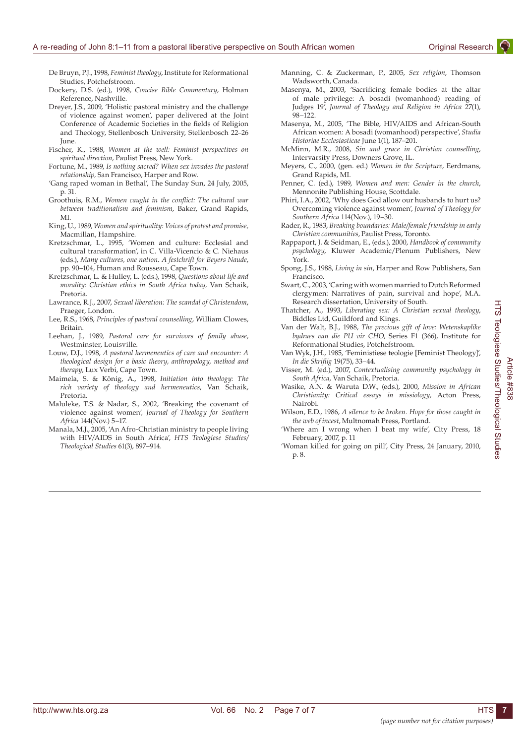De Bruyn, P.J., 1998, *Feminist theology*, Institute for Reformational Studies, Potchefstroom.

Dockery, D.S. (ed.), 1998, *Concise Bible Commentary*, Holman Reference, Nashville.

Dreyer, J.S., 2009, 'Holistic pastoral ministry and the challenge of violence against women', paper delivered at the Joint Conference of Academic Societies in the fields of Religion and Theology, Stellenbosch University, Stellenbosch 22–26 June.

Fischer, K., 1988, *Women at the well: Feminist perspectives on spiritual direction*, Paulist Press, New York.

Fortune, M., 1989, *Is nothing sacred? When sex invades the pastoral relationship,* San Francisco, Harper and Row.

'Gang raped woman in Bethal', The Sunday Sun, 24 July, 2005, p. 31.

Groothuis, R.M., *Women caught in the conflict: The cultural war between traditionalism and feminism*, Baker, Grand Rapids, MI.

King, U., 1989, *Women and spirituality: Voices of protest and promise,* Macmillan, Hampshire.

Kretzschmar, L., 1995, 'Women and culture: Ecclesial and cultural transformation', in C. Villa-Vicencio & C. Niehaus (eds.), *Many cultures, one nation. A festchrift for Beyers Naude*, pp. 90–104, Human and Rousseau, Cape Town.

Kretzschmar, L. & Hulley, L. (eds.), 1998, *Questions about life and morality: Christian ethics in South Africa today,* Van Schaik, Pretoria.

Lawrance, R.J., 2007, *Sexual liberation: The scandal of Christendom*, Praeger, London.

Lee, R.S., 1968, *Principles of pastoral counselling*, William Clowes, Britain.

Leehan, J., 1989, *Pastoral care for survivors of family abuse*, Westminster, Louisville.

Louw, D.J., 1998, *A pastoral hermeneutics of care and encounter: A theological design for a basic theory, anthropology, method and therapy*, Lux Verbi, Cape Town.

Maimela, S. & König, A., 1998, *Initiation into theology: The rich variety of theology and hermeneutics*, Van Schaik, Pretoria.

Maluleke, T.S. & Nadar, S., 2002, 'Breaking the covenant of violence against women', *Journal of Theology for Southern Africa* 144(Nov.) 5–17.

Manala, M.J., 2005, 'An Afro-Christian ministry to people living with HIV/AIDS in South Africa', *HTS Teologiese Studies/ Theological Studies* 61(3), 897–914.

Manning, C. & Zuckerman, P., 2005, *Sex religion*, Thomson Wadsworth, Canada.

Masenya, M., 2003, 'Sacrificing female bodies at the altar of male privilege: A bosadi (womanhood) reading of Judges 19', *Journal of Theology and Religion in Africa* 27(1), 98–122.

Masenya, M., 2005, 'The Bible, HIV/AIDS and African-South African women: A bosadi (womanhood) perspective', *Studia Historiae Ecclesiasticae* June 1(1), 187–201.

McMinn, M.R., 2008, *Sin and grace in Christian counselling*, Intervarsity Press, Downers Grove, IL.

Meyers, C., 2000, (gen. ed.) *Women in the Scripture*, Eerdmans, Grand Rapids, MI.

Penner, C. (ed.), 1989, *Women and men: Gender in the church*, Mennonite Publishing House, Scottdale.

Phiri, I.A., 2002, 'Why does God allow our husbands to hurt us? Overcoming violence against women', *Journal of Theology for Southern Africa* 114(Nov.), 19–30.

Rader, R., 1983, *Breaking boundaries: Male/female friendship in early Christian communities*, Paulist Press, Toronto.

Rappaport, J. & Seidman, E., (eds.), 2000, *Handbook of community psychology*, Kluwer Academic/Plenum Publishers, New York.

Spong, J.S., 1988, *Living in sin*, Harper and Row Publishers, San Francisco.

Swart, C., 2003, 'Caring with women married to Dutch Reformed clergymen: Narratives of pain, survival and hope', M.A. Research dissertation, University of South.

Thatcher, A., 1993, *Liberating sex: A Christian sexual theology*, Biddles Ltd, Guildford and Kings.

Van der Walt, B.J., 1988, *The precious gift of love: Wetenskaplike bydraes van die PU vir CHO*, Series F1 (366), Institute for Reformational Studies, Potchefstroom.

Van Wyk, J.H., 1985, 'Feministiese teologie [Feminist Theology]', *In die Skriflig* 19(75), 33–44.

Visser, M. (ed.), 2007, *Contextualising community psychology in South Africa*, Van Schaik, Pretoria.

Wasike, A.N. & Waruta D.W., (eds.), 2000, *Mission in African Christianity: Critical essays in missiology*, Acton Press, Nairobi.

Wilson, E.D., 1986, *A silence to be broken. Hope for those caught in the web of incest*, Multnomah Press, Portland.

'Where am I wrong when I beat my wife', City Press, 18 February, 2007, p. 11

'Woman killed for going on pill', City Press, 24 January, 2010, p. 8.